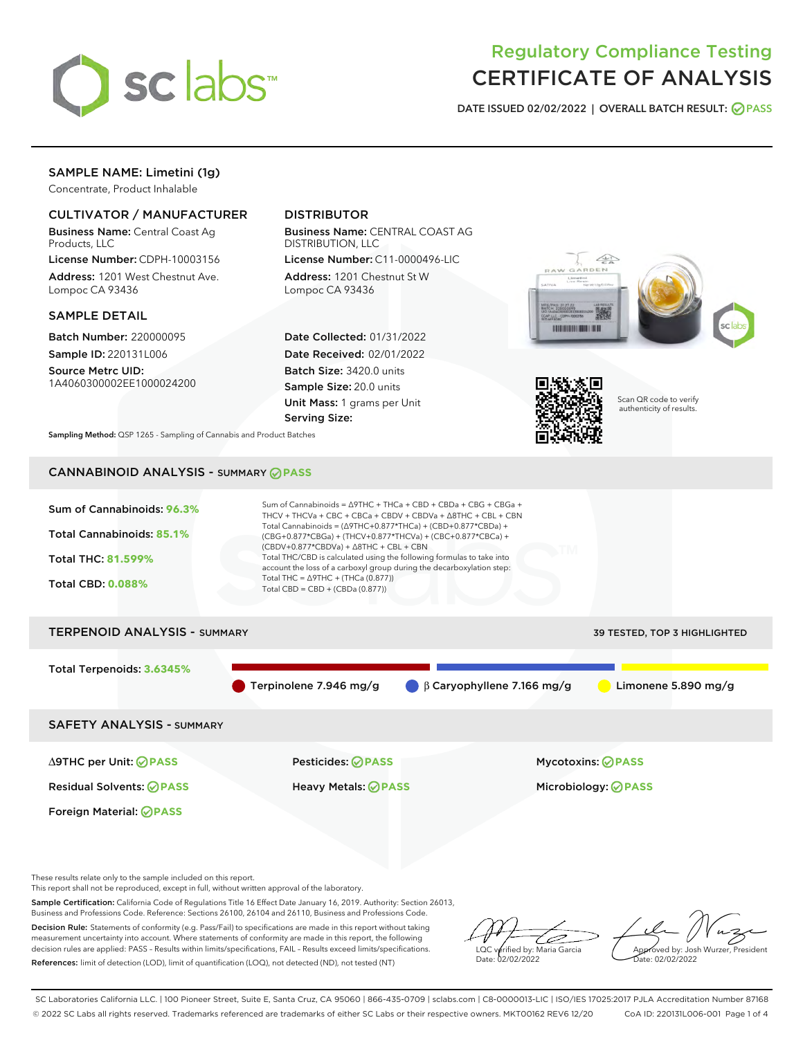# Regulatory Compliance Testing
# CERTIFICATE OF ANALYSIS

DATE ISSUED 02/02/2022 | OVERALL BATCH RESULT: PASS

## SAMPLE NAME: Limetini (1g)

Concentrate, Product Inhalable

### CULTIVATOR / MANUFACTURER

**Business Name:** Central Coast Ag Products, LLC

**License Number:** CDPH-10003156

**Address:** 1201 West Chestnut Ave. Lompoc CA 93436

### DISTRIBUTOR

**Business Name:** CENTRAL COAST AG DISTRIBUTION, LLC

**License Number:** C11-0000496-LIC

**Address:** 1201 Chestnut St W Lompoc CA 93436

### SAMPLE DETAIL

**Batch Number:** 220000095

**Sample ID:** 220131L006

**Source Metrc UID:** 1A4060300002EE1000024200

**Date Collected:** 01/31/2022

**Date Received:** 02/01/2022

**Batch Size:** 3420.0 units

**Sample Size:** 20.0 units

**Unit Mass:** 1 grams per Unit

**Serving Size:**

Scan QR code to verify authenticity of results.

**Sampling Method:** QSP 1265 - Sampling of Cannabis and Product Batches

## CANNABINOID ANALYSIS - SUMMARY PASS

Sum of Cannabinoids: **96.3%**

Total Cannabinoids: **85.1%**

Total THC: **81.599%**

Total CBD: **0.088%**

Sum of Cannabinoids = Δ9THC + THCa + CBD + CBDa + CBG + CBGa + THCV + THCVa + CBC + CBCa + CBDV + CBDVa + Δ8THC + CBL + CBN

Total Cannabinoids = (Δ9THC+0.877*THCa) + (CBD+0.877*CBDa) + (CBG+0.877*CBGa) + (THCV+0.877*THCVa) + (CBC+0.877*CBCa) + (CBDV+0.877*CBDVa) + Δ8THC + CBL + CBN

Total THC/CBD is calculated using the following formulas to take into account the loss of a carboxyl group during the decarboxylation step:

Total THC = Δ9THC + (THCa (0.877))

Total CBD = CBD + (CBDa (0.877))

## TERPENOID ANALYSIS - SUMMARY

39 TESTED, TOP 3 HIGHLIGHTED

Total Terpenoids: **3.6345%**

Terpinolene 7.946 mg/g | β Caryophyllene 7.166 mg/g | Limonene 5.890 mg/g

## SAFETY ANALYSIS - SUMMARY

| | | |
|---|---|---|
| Δ9THC per Unit: PASS | Pesticides: PASS | Mycotoxins: PASS |
| Residual Solvents: PASS | Heavy Metals: PASS | Microbiology: PASS |
| Foreign Material: PASS | | |

These results relate only to the sample included on this report.
This report shall not be reproduced, except in full, without written approval of the laboratory.

**Sample Certification:** California Code of Regulations Title 16 Effect Date January 16, 2019. Authority: Section 26013, Business and Professions Code. Reference: Sections 26100, 26104 and 26110, Business and Professions Code.

**Decision Rule:** Statements of conformity (e.g. Pass/Fail) to specifications are made in this report without taking measurement uncertainty into account. Where statements of conformity are made in this report, the following decision rules are applied: PASS – Results within limits/specifications, FAIL – Results exceed limits/specifications.

**References:** limit of detection (LOD), limit of quantification (LOQ), not detected (ND), not tested (NT)

LQC verified by: Maria Garcia
Date: 02/02/2022

Approved by: Josh Wurzer, President
Date: 02/02/2022

SC Laboratories California LLC. | 100 Pioneer Street, Suite E, Santa Cruz, CA 95060 | 866-435-0709 | sclabs.com | C8-0000013-LIC | ISO/IES 17025:2017 PJLA Accreditation Number 87168
© 2022 SC Labs all rights reserved. Trademarks referenced are trademarks of either SC Labs or their respective owners. MKT00162 REV6 12/20 CoA ID: 220131L006-001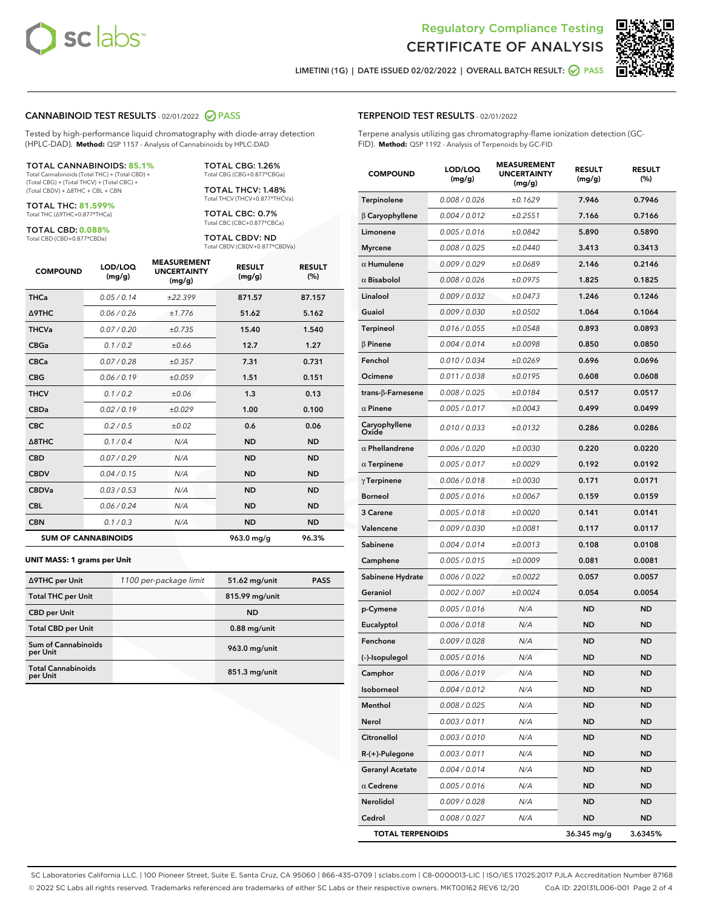Regulatory Compliance Testing
# CERTIFICATE OF ANALYSIS

LIMETINI (1G) | DATE ISSUED 02/02/2022 | OVERALL BATCH RESULT: PASS

## CANNABINOID TEST RESULTS - 02/01/2022 PASS

Tested by high-performance liquid chromatography with diode-array detection (HPLC-DAD). **Method:** QSP 1157 - Analysis of Cannabinoids by HPLC-DAD

**TOTAL CANNABINOIDS: 85.1%**
Total Cannabinoids (Total THC) + (Total CBD) + (Total CBG) + (Total THCV) + (Total CBC) + (Total CBDV) + Δ8THC + CBL + CBN

**TOTAL THC: 81.599%**
Total THC (Δ9THC+0.877*THCa)

**TOTAL CBD: 0.088%**
Total CBD (CBD+0.877*CBDa)

**TOTAL CBG: 1.26%**
Total CBG (CBG+0.877*CBGa)

**TOTAL THCV: 1.48%**
Total THCV (THCV+0.877*THCVa)

**TOTAL CBC: 0.7%**
Total CBC (CBC+0.877*CBCa)

**TOTAL CBDV: ND**
Total CBDV (CBDV+0.877*CBDVa)

| COMPOUND | LOD/LOQ (mg/g) | MEASUREMENT UNCERTAINTY (mg/g) | RESULT (mg/g) | RESULT (%) |
|---|---|---|---|---|
| THCa | 0.05 / 0.14 | ±22.399 | 871.57 | 87.157 |
| Δ9THC | 0.06 / 0.26 | ±1.776 | 51.62 | 5.162 |
| THCVa | 0.07 / 0.20 | ±0.735 | 15.40 | 1.540 |
| CBGa | 0.1 / 0.2 | ±0.66 | 12.7 | 1.27 |
| CBCa | 0.07 / 0.28 | ±0.357 | 7.31 | 0.731 |
| CBG | 0.06 / 0.19 | ±0.059 | 1.51 | 0.151 |
| THCV | 0.1 / 0.2 | ±0.06 | 1.3 | 0.13 |
| CBDa | 0.02 / 0.19 | ±0.029 | 1.00 | 0.100 |
| CBC | 0.2 / 0.5 | ±0.02 | 0.6 | 0.06 |
| Δ8THC | 0.1 / 0.4 | N/A | ND | ND |
| CBD | 0.07 / 0.29 | N/A | ND | ND |
| CBDV | 0.04 / 0.15 | N/A | ND | ND |
| CBDVa | 0.03 / 0.53 | N/A | ND | ND |
| CBL | 0.06 / 0.24 | N/A | ND | ND |
| CBN | 0.1 / 0.3 | N/A | ND | ND |
| **SUM OF CANNABINOIDS** | | | 963.0 mg/g | 96.3% |

**UNIT MASS: 1 grams per Unit**

| | | | |
|---|---|---|---|
| Δ9THC per Unit | 1100 per-package limit | 51.62 mg/unit | PASS |
| Total THC per Unit | | 815.99 mg/unit | |
| CBD per Unit | | ND | |
| Total CBD per Unit | | 0.88 mg/unit | |
| Sum of Cannabinoids per Unit | | 963.0 mg/unit | |
| Total Cannabinoids per Unit | | 851.3 mg/unit | |

## TERPENOID TEST RESULTS - 02/01/2022

Terpene analysis utilizing gas chromatography-flame ionization detection (GC-FID). **Method:** QSP 1192 - Analysis of Terpenoids by GC-FID

| COMPOUND | LOD/LOQ (mg/g) | MEASUREMENT UNCERTAINTY (mg/g) | RESULT (mg/g) | RESULT (%) |
|---|---|---|---|---|
| Terpinolene | 0.008 / 0.026 | ±0.1629 | 7.946 | 0.7946 |
| β Caryophyllene | 0.004 / 0.012 | ±0.2551 | 7.166 | 0.7166 |
| Limonene | 0.005 / 0.016 | ±0.0842 | 5.890 | 0.5890 |
| Myrcene | 0.008 / 0.025 | ±0.0440 | 3.413 | 0.3413 |
| α Humulene | 0.009 / 0.029 | ±0.0689 | 2.146 | 0.2146 |
| α Bisabolol | 0.008 / 0.026 | ±0.0975 | 1.825 | 0.1825 |
| Linalool | 0.009 / 0.032 | ±0.0473 | 1.246 | 0.1246 |
| Guaiol | 0.009 / 0.030 | ±0.0502 | 1.064 | 0.1064 |
| Terpineol | 0.016 / 0.055 | ±0.0548 | 0.893 | 0.0893 |
| β Pinene | 0.004 / 0.014 | ±0.0098 | 0.850 | 0.0850 |
| Fenchol | 0.010 / 0.034 | ±0.0269 | 0.696 | 0.0696 |
| Ocimene | 0.011 / 0.038 | ±0.0195 | 0.608 | 0.0608 |
| trans-β-Farnesene | 0.008 / 0.025 | ±0.0184 | 0.517 | 0.0517 |
| α Pinene | 0.005 / 0.017 | ±0.0043 | 0.499 | 0.0499 |
| Caryophyllene Oxide | 0.010 / 0.033 | ±0.0132 | 0.286 | 0.0286 |
| α Phellandrene | 0.006 / 0.020 | ±0.0030 | 0.220 | 0.0220 |
| α Terpinene | 0.005 / 0.017 | ±0.0029 | 0.192 | 0.0192 |
| γ Terpinene | 0.006 / 0.018 | ±0.0030 | 0.171 | 0.0171 |
| Borneol | 0.005 / 0.016 | ±0.0067 | 0.159 | 0.0159 |
| 3 Carene | 0.005 / 0.018 | ±0.0020 | 0.141 | 0.0141 |
| Valencene | 0.009 / 0.030 | ±0.0081 | 0.117 | 0.0117 |
| Sabinene | 0.004 / 0.014 | ±0.0013 | 0.108 | 0.0108 |
| Camphene | 0.005 / 0.015 | ±0.0009 | 0.081 | 0.0081 |
| Sabinene Hydrate | 0.006 / 0.022 | ±0.0022 | 0.057 | 0.0057 |
| Geraniol | 0.002 / 0.007 | ±0.0024 | 0.054 | 0.0054 |
| p-Cymene | 0.005 / 0.016 | N/A | ND | ND |
| Eucalyptol | 0.006 / 0.018 | N/A | ND | ND |
| Fenchone | 0.009 / 0.028 | N/A | ND | ND |
| (-)-Isopulegol | 0.005 / 0.016 | N/A | ND | ND |
| Camphor | 0.006 / 0.019 | N/A | ND | ND |
| Isoborneol | 0.004 / 0.012 | N/A | ND | ND |
| Menthol | 0.008 / 0.025 | N/A | ND | ND |
| Nerol | 0.003 / 0.011 | N/A | ND | ND |
| Citronellol | 0.003 / 0.010 | N/A | ND | ND |
| R-(+)-Pulegone | 0.003 / 0.011 | N/A | ND | ND |
| Geranyl Acetate | 0.004 / 0.014 | N/A | ND | ND |
| α Cedrene | 0.005 / 0.016 | N/A | ND | ND |
| Nerolidol | 0.009 / 0.028 | N/A | ND | ND |
| Cedrol | 0.008 / 0.027 | N/A | ND | ND |
| **TOTAL TERPENOIDS** | | | 36.345 mg/g | 3.6345% |

SC Laboratories California LLC. | 100 Pioneer Street, Suite E, Santa Cruz, CA 95060 | 866-435-0709 | sclabs.com | C8-0000013-LIC | ISO/IES 17025:2017 PJLA Accreditation Number 87168
© 2022 SC Labs all rights reserved. Trademarks referenced are trademarks of either SC Labs or their respective owners. MKT00162 REV6 12/20 CoA ID: 220131L006-001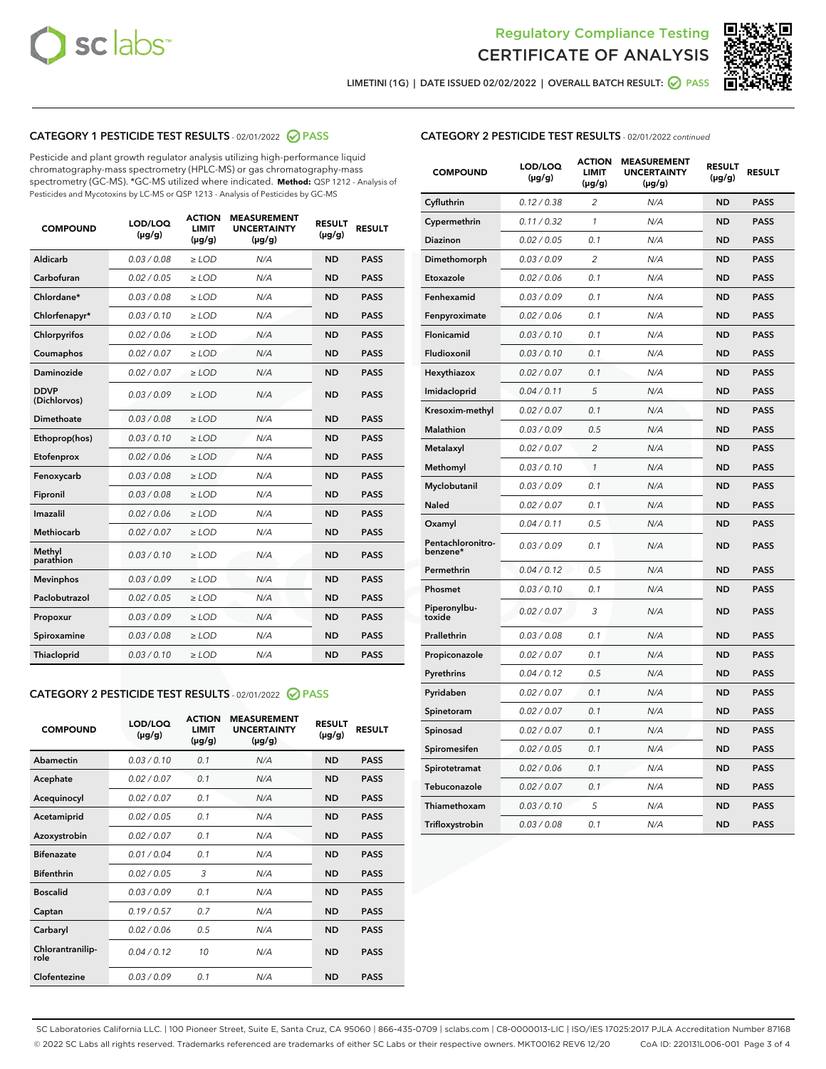Regulatory Compliance Testing
CERTIFICATE OF ANALYSIS

LIMETINI (1G) | DATE ISSUED 02/02/2022 | OVERALL BATCH RESULT: PASS

## CATEGORY 1 PESTICIDE TEST RESULTS - 02/01/2022 PASS

Pesticide and plant growth regulator analysis utilizing high-performance liquid chromatography-mass spectrometry (HPLC-MS) or gas chromatography-mass spectrometry (GC-MS). *GC-MS utilized where indicated. **Method:** QSP 1212 - Analysis of Pesticides and Mycotoxins by LC-MS or QSP 1213 - Analysis of Pesticides by GC-MS

| COMPOUND | LOD/LOQ (µg/g) | ACTION LIMIT (µg/g) | MEASUREMENT UNCERTAINTY (µg/g) | RESULT (µg/g) | RESULT |
|---|---|---|---|---|---|
| Aldicarb | 0.03 / 0.08 | ≥ LOD | N/A | ND | PASS |
| Carbofuran | 0.02 / 0.05 | ≥ LOD | N/A | ND | PASS |
| Chlordane* | 0.03 / 0.08 | ≥ LOD | N/A | ND | PASS |
| Chlorfenapyr* | 0.03 / 0.10 | ≥ LOD | N/A | ND | PASS |
| Chlorpyrifos | 0.02 / 0.06 | ≥ LOD | N/A | ND | PASS |
| Coumaphos | 0.02 / 0.07 | ≥ LOD | N/A | ND | PASS |
| Daminozide | 0.02 / 0.07 | ≥ LOD | N/A | ND | PASS |
| DDVP (Dichlorvos) | 0.03 / 0.09 | ≥ LOD | N/A | ND | PASS |
| Dimethoate | 0.03 / 0.08 | ≥ LOD | N/A | ND | PASS |
| Ethoprop(hos) | 0.03 / 0.10 | ≥ LOD | N/A | ND | PASS |
| Etofenprox | 0.02 / 0.06 | ≥ LOD | N/A | ND | PASS |
| Fenoxycarb | 0.03 / 0.08 | ≥ LOD | N/A | ND | PASS |
| Fipronil | 0.03 / 0.08 | ≥ LOD | N/A | ND | PASS |
| Imazalil | 0.02 / 0.06 | ≥ LOD | N/A | ND | PASS |
| Methiocarb | 0.02 / 0.07 | ≥ LOD | N/A | ND | PASS |
| Methyl parathion | 0.03 / 0.10 | ≥ LOD | N/A | ND | PASS |
| Mevinphos | 0.03 / 0.09 | ≥ LOD | N/A | ND | PASS |
| Paclobutrazol | 0.02 / 0.05 | ≥ LOD | N/A | ND | PASS |
| Propoxur | 0.03 / 0.09 | ≥ LOD | N/A | ND | PASS |
| Spiroxamine | 0.03 / 0.08 | ≥ LOD | N/A | ND | PASS |
| Thiacloprid | 0.03 / 0.10 | ≥ LOD | N/A | ND | PASS |

## CATEGORY 2 PESTICIDE TEST RESULTS - 02/01/2022 PASS

| COMPOUND | LOD/LOQ (µg/g) | ACTION LIMIT (µg/g) | MEASUREMENT UNCERTAINTY (µg/g) | RESULT (µg/g) | RESULT |
|---|---|---|---|---|---|
| Abamectin | 0.03 / 0.10 | 0.1 | N/A | ND | PASS |
| Acephate | 0.02 / 0.07 | 0.1 | N/A | ND | PASS |
| Acequinocyl | 0.02 / 0.07 | 0.1 | N/A | ND | PASS |
| Acetamiprid | 0.02 / 0.05 | 0.1 | N/A | ND | PASS |
| Azoxystrobin | 0.02 / 0.07 | 0.1 | N/A | ND | PASS |
| Bifenazate | 0.01 / 0.04 | 0.1 | N/A | ND | PASS |
| Bifenthrin | 0.02 / 0.05 | 3 | N/A | ND | PASS |
| Boscalid | 0.03 / 0.09 | 0.1 | N/A | ND | PASS |
| Captan | 0.19 / 0.57 | 0.7 | N/A | ND | PASS |
| Carbaryl | 0.02 / 0.06 | 0.5 | N/A | ND | PASS |
| Chlorantraniliprole | 0.04 / 0.12 | 10 | N/A | ND | PASS |
| Clofentezine | 0.03 / 0.09 | 0.1 | N/A | ND | PASS |
| Cyfluthrin | 0.12 / 0.38 | 2 | N/A | ND | PASS |
| Cypermethrin | 0.11 / 0.32 | 1 | N/A | ND | PASS |
| Diazinon | 0.02 / 0.05 | 0.1 | N/A | ND | PASS |
| Dimethomorph | 0.03 / 0.09 | 2 | N/A | ND | PASS |
| Etoxazole | 0.02 / 0.06 | 0.1 | N/A | ND | PASS |
| Fenhexamid | 0.03 / 0.09 | 0.1 | N/A | ND | PASS |
| Fenpyroximate | 0.02 / 0.06 | 0.1 | N/A | ND | PASS |
| Flonicamid | 0.03 / 0.10 | 0.1 | N/A | ND | PASS |
| Fludioxonil | 0.03 / 0.10 | 0.1 | N/A | ND | PASS |
| Hexythiazox | 0.02 / 0.07 | 0.1 | N/A | ND | PASS |
| Imidacloprid | 0.04 / 0.11 | 5 | N/A | ND | PASS |
| Kresoxim-methyl | 0.02 / 0.07 | 0.1 | N/A | ND | PASS |
| Malathion | 0.03 / 0.09 | 0.5 | N/A | ND | PASS |
| Metalaxyl | 0.02 / 0.07 | 2 | N/A | ND | PASS |
| Methomyl | 0.03 / 0.10 | 1 | N/A | ND | PASS |
| Myclobutanil | 0.03 / 0.09 | 0.1 | N/A | ND | PASS |
| Naled | 0.02 / 0.07 | 0.1 | N/A | ND | PASS |
| Oxamyl | 0.04 / 0.11 | 0.5 | N/A | ND | PASS |
| Pentachloronitrobenzene* | 0.03 / 0.09 | 0.1 | N/A | ND | PASS |
| Permethrin | 0.04 / 0.12 | 0.5 | N/A | ND | PASS |
| Phosmet | 0.03 / 0.10 | 0.1 | N/A | ND | PASS |
| Piperonylbutoxide | 0.02 / 0.07 | 3 | N/A | ND | PASS |
| Prallethrin | 0.03 / 0.08 | 0.1 | N/A | ND | PASS |
| Propiconazole | 0.02 / 0.07 | 0.1 | N/A | ND | PASS |
| Pyrethrins | 0.04 / 0.12 | 0.5 | N/A | ND | PASS |
| Pyridaben | 0.02 / 0.07 | 0.1 | N/A | ND | PASS |
| Spinetoram | 0.02 / 0.07 | 0.1 | N/A | ND | PASS |
| Spinosad | 0.02 / 0.07 | 0.1 | N/A | ND | PASS |
| Spiromesifen | 0.02 / 0.05 | 0.1 | N/A | ND | PASS |
| Spirotetramat | 0.02 / 0.06 | 0.1 | N/A | ND | PASS |
| Tebuconazole | 0.02 / 0.07 | 0.1 | N/A | ND | PASS |
| Thiamethoxam | 0.03 / 0.10 | 5 | N/A | ND | PASS |
| Trifloxystrobin | 0.03 / 0.08 | 0.1 | N/A | ND | PASS |

SC Laboratories California LLC. | 100 Pioneer Street, Suite E, Santa Cruz, CA 95060 | 866-435-0709 | sclabs.com | C8-0000013-LIC | ISO/IES 17025:2017 PJLA Accreditation Number 87168
© 2022 SC Labs all rights reserved. Trademarks referenced are trademarks of either SC Labs or their respective owners. MKT00162 REV6 12/20 CoA ID: 220131L006-001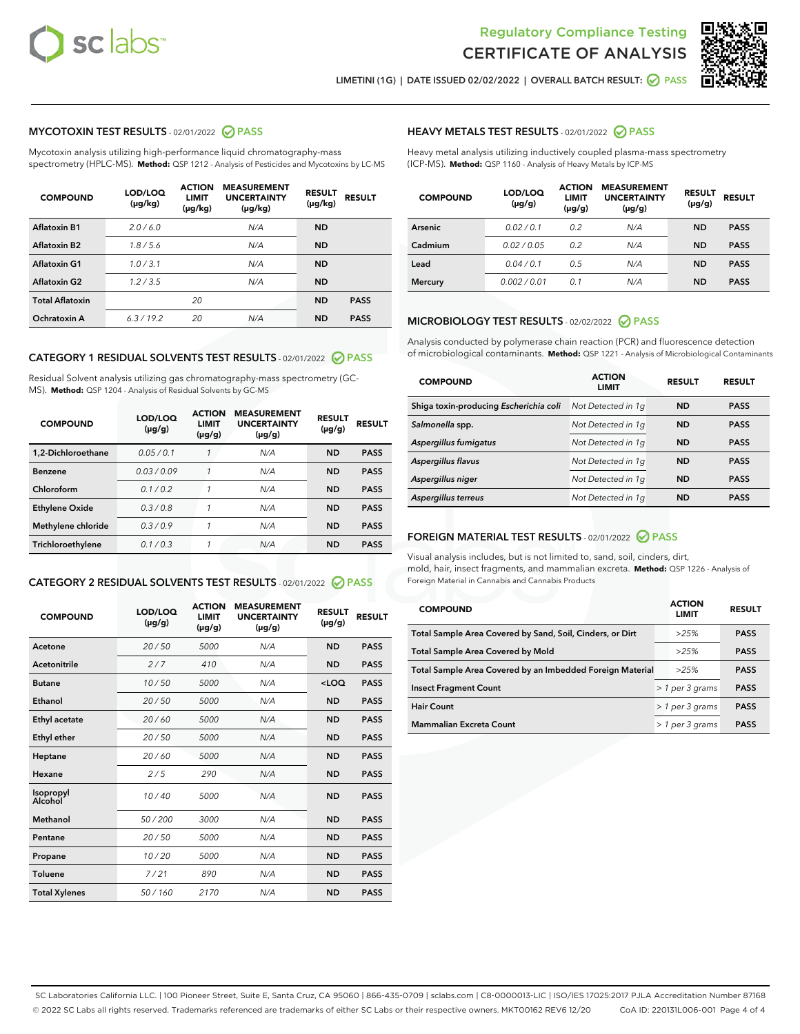Regulatory Compliance Testing
# CERTIFICATE OF ANALYSIS

LIMETINI (1G) | DATE ISSUED 02/02/2022 | OVERALL BATCH RESULT: PASS

## MYCOTOXIN TEST RESULTS - 02/01/2022 PASS

Mycotoxin analysis utilizing high-performance liquid chromatography-mass spectrometry (HPLC-MS). **Method:** QSP 1212 - Analysis of Pesticides and Mycotoxins by LC-MS

| COMPOUND | LOD/LOQ (µg/kg) | ACTION LIMIT (µg/kg) | MEASUREMENT UNCERTAINTY (µg/kg) | RESULT (µg/kg) | RESULT |
|---|---|---|---|---|---|
| Aflatoxin B1 | 2.0 / 6.0 | | N/A | ND | |
| Aflatoxin B2 | 1.8 / 5.6 | | N/A | ND | |
| Aflatoxin G1 | 1.0 / 3.1 | | N/A | ND | |
| Aflatoxin G2 | 1.2 / 3.5 | | N/A | ND | |
| Total Aflatoxin | | 20 | | ND | PASS |
| Ochratoxin A | 6.3 / 19.2 | 20 | N/A | ND | PASS |

## CATEGORY 1 RESIDUAL SOLVENTS TEST RESULTS - 02/01/2022 PASS

Residual Solvent analysis utilizing gas chromatography-mass spectrometry (GC-MS). **Method:** QSP 1204 - Analysis of Residual Solvents by GC-MS

| COMPOUND | LOD/LOQ (µg/g) | ACTION LIMIT (µg/g) | MEASUREMENT UNCERTAINTY (µg/g) | RESULT (µg/g) | RESULT |
|---|---|---|---|---|---|
| 1,2-Dichloroethane | 0.05 / 0.1 | 1 | N/A | ND | PASS |
| Benzene | 0.03 / 0.09 | 1 | N/A | ND | PASS |
| Chloroform | 0.1 / 0.2 | 1 | N/A | ND | PASS |
| Ethylene Oxide | 0.3 / 0.8 | 1 | N/A | ND | PASS |
| Methylene chloride | 0.3 / 0.9 | 1 | N/A | ND | PASS |
| Trichloroethylene | 0.1 / 0.3 | 1 | N/A | ND | PASS |

## CATEGORY 2 RESIDUAL SOLVENTS TEST RESULTS - 02/01/2022 PASS

| COMPOUND | LOD/LOQ (µg/g) | ACTION LIMIT (µg/g) | MEASUREMENT UNCERTAINTY (µg/g) | RESULT (µg/g) | RESULT |
|---|---|---|---|---|---|
| Acetone | 20 / 50 | 5000 | N/A | ND | PASS |
| Acetonitrile | 2 / 7 | 410 | N/A | ND | PASS |
| Butane | 10 / 50 | 5000 | N/A | <LOQ | PASS |
| Ethanol | 20 / 50 | 5000 | N/A | ND | PASS |
| Ethyl acetate | 20 / 60 | 5000 | N/A | ND | PASS |
| Ethyl ether | 20 / 50 | 5000 | N/A | ND | PASS |
| Heptane | 20 / 60 | 5000 | N/A | ND | PASS |
| Hexane | 2 / 5 | 290 | N/A | ND | PASS |
| Isopropyl Alcohol | 10 / 40 | 5000 | N/A | ND | PASS |
| Methanol | 50 / 200 | 3000 | N/A | ND | PASS |
| Pentane | 20 / 50 | 5000 | N/A | ND | PASS |
| Propane | 10 / 20 | 5000 | N/A | ND | PASS |
| Toluene | 7 / 21 | 890 | N/A | ND | PASS |
| Total Xylenes | 50 / 160 | 2170 | N/A | ND | PASS |

## HEAVY METALS TEST RESULTS - 02/01/2022 PASS

Heavy metal analysis utilizing inductively coupled plasma-mass spectrometry (ICP-MS). **Method:** QSP 1160 - Analysis of Heavy Metals by ICP-MS

| COMPOUND | LOD/LOQ (µg/g) | ACTION LIMIT (µg/g) | MEASUREMENT UNCERTAINTY (µg/g) | RESULT (µg/g) | RESULT |
|---|---|---|---|---|---|
| Arsenic | 0.02 / 0.1 | 0.2 | N/A | ND | PASS |
| Cadmium | 0.02 / 0.05 | 0.2 | N/A | ND | PASS |
| Lead | 0.04 / 0.1 | 0.5 | N/A | ND | PASS |
| Mercury | 0.002 / 0.01 | 0.1 | N/A | ND | PASS |

## MICROBIOLOGY TEST RESULTS - 02/02/2022 PASS

Analysis conducted by polymerase chain reaction (PCR) and fluorescence detection of microbiological contaminants. **Method:** QSP 1221 - Analysis of Microbiological Contaminants

| COMPOUND | ACTION LIMIT | RESULT | RESULT |
|---|---|---|---|
| Shiga toxin-producing *Escherichia coli* | Not Detected in 1g | ND | PASS |
| *Salmonella* spp. | Not Detected in 1g | ND | PASS |
| *Aspergillus fumigatus* | Not Detected in 1g | ND | PASS |
| *Aspergillus flavus* | Not Detected in 1g | ND | PASS |
| *Aspergillus niger* | Not Detected in 1g | ND | PASS |
| *Aspergillus terreus* | Not Detected in 1g | ND | PASS |

## FOREIGN MATERIAL TEST RESULTS - 02/01/2022 PASS

Visual analysis includes, but is not limited to, sand, soil, cinders, dirt, mold, hair, insect fragments, and mammalian excreta. **Method:** QSP 1226 - Analysis of Foreign Material in Cannabis and Cannabis Products

| COMPOUND | ACTION LIMIT | RESULT |
|---|---|---|
| Total Sample Area Covered by Sand, Soil, Cinders, or Dirt | >25% | PASS |
| Total Sample Area Covered by Mold | >25% | PASS |
| Total Sample Area Covered by an Imbedded Foreign Material | >25% | PASS |
| Insect Fragment Count | > 1 per 3 grams | PASS |
| Hair Count | > 1 per 3 grams | PASS |
| Mammalian Excreta Count | > 1 per 3 grams | PASS |

SC Laboratories California LLC. | 100 Pioneer Street, Suite E, Santa Cruz, CA 95060 | 866-435-0709 | sclabs.com | C8-0000013-LIC | ISO/IES 17025:2017 PJLA Accreditation Number 87168
© 2022 SC Labs all rights reserved. Trademarks referenced are trademarks of either SC Labs or their respective owners. MKT00162 REV6 12/20 CoA ID: 220131L006-001